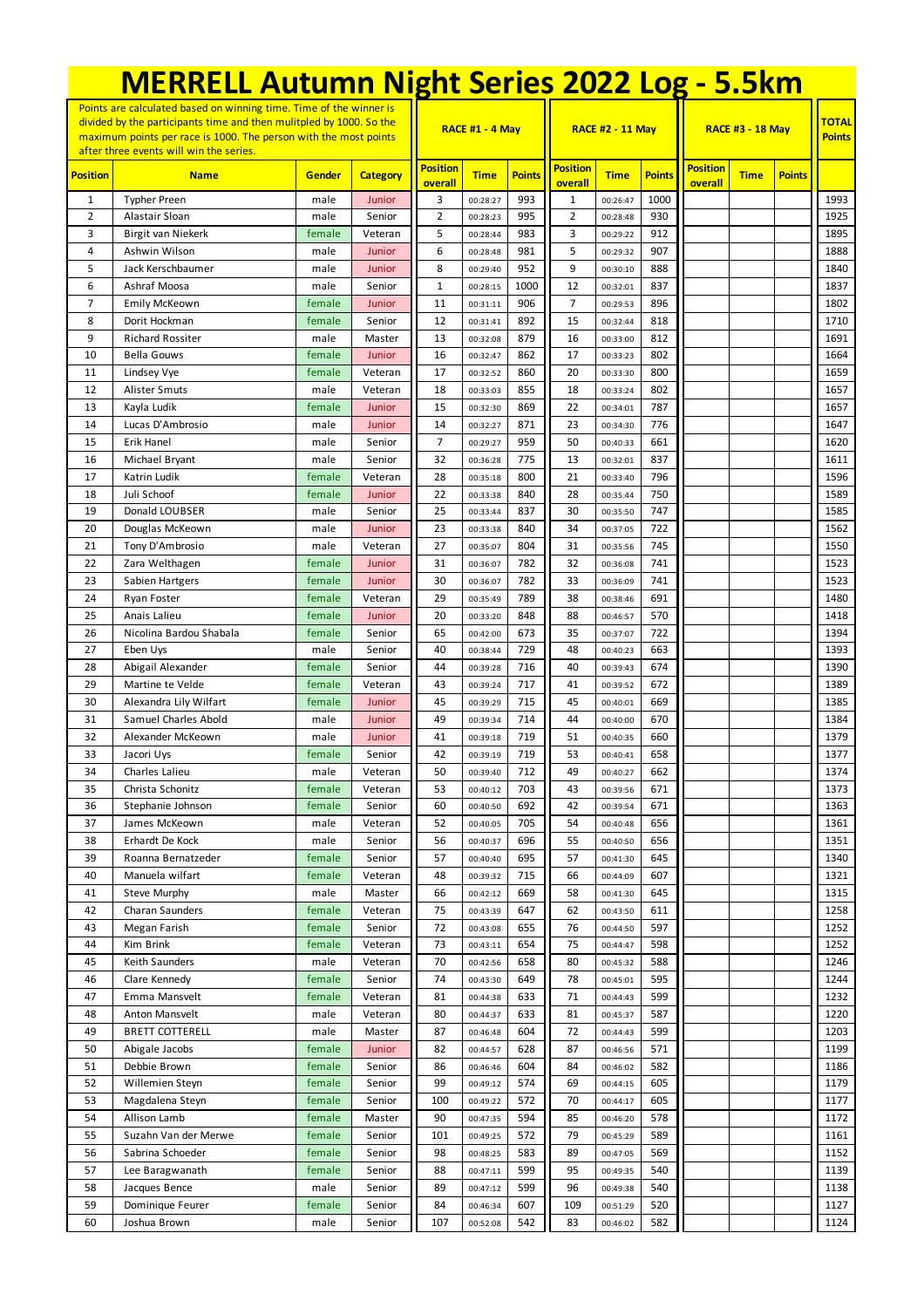# MERRELL Autumn Night Series 2022 Log - 5.5km

| Points are calculated based on winning time. Time of the winner is divided by the participants time and then mulitpled by 1000. So the maximum points per race is 1000. The person with the most points after three events will win the series. | | | | RACE #1 - 4 May | | | RACE #2 - 11 May | | | RACE #3 - 18 May | | | TOTAL Points |
|---|---|---|---|---|---|---|---|---|---|---|---|---|---|
| **Position** | **Name** | **Gender** | **Category** | **Position overall** | **Time** | **Points** | **Position overall** | **Time** | **Points** | **Position overall** | **Time** | **Points** | |
| 1 | Typher Preen | male | Junior | 3 | 00:28:27 | 993 | 1 | 00:26:47 | 1000 | | | | 1993 |
| 2 | Alastair Sloan | male | Senior | 2 | 00:28:23 | 995 | 2 | 00:28:48 | 930 | | | | 1925 |
| 3 | Birgit van Niekerk | female | Veteran | 5 | 00:28:44 | 983 | 3 | 00:29:22 | 912 | | | | 1895 |
| 4 | Ashwin Wilson | male | Junior | 6 | 00:28:48 | 981 | 5 | 00:29:32 | 907 | | | | 1888 |
| 5 | Jack Kerschbaumer | male | Junior | 8 | 00:29:40 | 952 | 9 | 00:30:10 | 888 | | | | 1840 |
| 6 | Ashraf Moosa | male | Senior | 1 | 00:28:15 | 1000 | 12 | 00:32:01 | 837 | | | | 1837 |
| 7 | Emily McKeown | female | Junior | 11 | 00:31:11 | 906 | 7 | 00:29:53 | 896 | | | | 1802 |
| 8 | Dorit Hockman | female | Senior | 12 | 00:31:41 | 892 | 15 | 00:32:44 | 818 | | | | 1710 |
| 9 | Richard Rossiter | male | Master | 13 | 00:32:08 | 879 | 16 | 00:33:00 | 812 | | | | 1691 |
| 10 | Bella Gouws | female | Junior | 16 | 00:32:47 | 862 | 17 | 00:33:23 | 802 | | | | 1664 |
| 11 | Lindsey Vye | female | Veteran | 17 | 00:32:52 | 860 | 20 | 00:33:30 | 800 | | | | 1659 |
| 12 | Alister Smuts | male | Veteran | 18 | 00:33:03 | 855 | 18 | 00:33:24 | 802 | | | | 1657 |
| 13 | Kayla Ludik | female | Junior | 15 | 00:32:30 | 869 | 22 | 00:34:01 | 787 | | | | 1657 |
| 14 | Lucas D'Ambrosio | male | Junior | 14 | 00:32:27 | 871 | 23 | 00:34:30 | 776 | | | | 1647 |
| 15 | Erik Hanel | male | Senior | 7 | 00:29:27 | 959 | 50 | 00:40:33 | 661 | | | | 1620 |
| 16 | Michael Bryant | male | Senior | 32 | 00:36:28 | 775 | 13 | 00:32:01 | 837 | | | | 1611 |
| 17 | Katrin Ludik | female | Veteran | 28 | 00:35:18 | 800 | 21 | 00:33:40 | 796 | | | | 1596 |
| 18 | Juli Schoof | female | Junior | 22 | 00:33:38 | 840 | 28 | 00:35:44 | 750 | | | | 1589 |
| 19 | Donald LOUBSER | male | Senior | 25 | 00:33:44 | 837 | 30 | 00:35:50 | 747 | | | | 1585 |
| 20 | Douglas McKeown | male | Junior | 23 | 00:33:38 | 840 | 34 | 00:37:05 | 722 | | | | 1562 |
| 21 | Tony D'Ambrosio | male | Veteran | 27 | 00:35:07 | 804 | 31 | 00:35:56 | 745 | | | | 1550 |
| 22 | Zara Welthagen | female | Junior | 31 | 00:36:07 | 782 | 32 | 00:36:08 | 741 | | | | 1523 |
| 23 | Sabien Hartgers | female | Junior | 30 | 00:36:07 | 782 | 33 | 00:36:09 | 741 | | | | 1523 |
| 24 | Ryan Foster | female | Veteran | 29 | 00:35:49 | 789 | 38 | 00:38:46 | 691 | | | | 1480 |
| 25 | Anais Lalieu | female | Junior | 20 | 00:33:20 | 848 | 88 | 00:46:57 | 570 | | | | 1418 |
| 26 | Nicolina Bardou Shabala | female | Senior | 65 | 00:42:00 | 673 | 35 | 00:37:07 | 722 | | | | 1394 |
| 27 | Eben Uys | male | Senior | 40 | 00:38:44 | 729 | 48 | 00:40:23 | 663 | | | | 1393 |
| 28 | Abigail Alexander | female | Senior | 44 | 00:39:28 | 716 | 40 | 00:39:43 | 674 | | | | 1390 |
| 29 | Martine te Velde | female | Veteran | 43 | 00:39:24 | 717 | 41 | 00:39:52 | 672 | | | | 1389 |
| 30 | Alexandra Lily Wilfart | female | Junior | 45 | 00:39:29 | 715 | 45 | 00:40:01 | 669 | | | | 1385 |
| 31 | Samuel Charles Abold | male | Junior | 49 | 00:39:34 | 714 | 44 | 00:40:00 | 670 | | | | 1384 |
| 32 | Alexander McKeown | male | Junior | 41 | 00:39:18 | 719 | 51 | 00:40:35 | 660 | | | | 1379 |
| 33 | Jacori Uys | female | Senior | 42 | 00:39:19 | 719 | 53 | 00:40:41 | 658 | | | | 1377 |
| 34 | Charles Lalieu | male | Veteran | 50 | 00:39:40 | 712 | 49 | 00:40:27 | 662 | | | | 1374 |
| 35 | Christa Schonitz | female | Veteran | 53 | 00:40:12 | 703 | 43 | 00:39:56 | 671 | | | | 1373 |
| 36 | Stephanie Johnson | female | Senior | 60 | 00:40:50 | 692 | 42 | 00:39:54 | 671 | | | | 1363 |
| 37 | James McKeown | male | Veteran | 52 | 00:40:05 | 705 | 54 | 00:40:48 | 656 | | | | 1361 |
| 38 | Erhardt De Kock | male | Senior | 56 | 00:40:37 | 696 | 55 | 00:40:50 | 656 | | | | 1351 |
| 39 | Roanna Bernatzeder | female | Senior | 57 | 00:40:40 | 695 | 57 | 00:41:30 | 645 | | | | 1340 |
| 40 | Manuela wilfart | female | Veteran | 48 | 00:39:32 | 715 | 66 | 00:44:09 | 607 | | | | 1321 |
| 41 | Steve Murphy | male | Master | 66 | 00:42:12 | 669 | 58 | 00:41:30 | 645 | | | | 1315 |
| 42 | Charan Saunders | female | Veteran | 75 | 00:43:39 | 647 | 62 | 00:43:50 | 611 | | | | 1258 |
| 43 | Megan Farish | female | Senior | 72 | 00:43:08 | 655 | 76 | 00:44:50 | 597 | | | | 1252 |
| 44 | Kim Brink | female | Veteran | 73 | 00:43:11 | 654 | 75 | 00:44:47 | 598 | | | | 1252 |
| 45 | Keith Saunders | male | Veteran | 70 | 00:42:56 | 658 | 80 | 00:45:32 | 588 | | | | 1246 |
| 46 | Clare Kennedy | female | Senior | 74 | 00:43:30 | 649 | 78 | 00:45:01 | 595 | | | | 1244 |
| 47 | Emma Mansvelt | female | Veteran | 81 | 00:44:38 | 633 | 71 | 00:44:43 | 599 | | | | 1232 |
| 48 | Anton Mansvelt | male | Veteran | 80 | 00:44:37 | 633 | 81 | 00:45:37 | 587 | | | | 1220 |
| 49 | BRETT COTTERELL | male | Master | 87 | 00:46:48 | 604 | 72 | 00:44:43 | 599 | | | | 1203 |
| 50 | Abigale Jacobs | female | Junior | 82 | 00:44:57 | 628 | 87 | 00:46:56 | 571 | | | | 1199 |
| 51 | Debbie Brown | female | Senior | 86 | 00:46:46 | 604 | 84 | 00:46:02 | 582 | | | | 1186 |
| 52 | Willemien Steyn | female | Senior | 99 | 00:49:12 | 574 | 69 | 00:44:15 | 605 | | | | 1179 |
| 53 | Magdalena Steyn | female | Senior | 100 | 00:49:22 | 572 | 70 | 00:44:17 | 605 | | | | 1177 |
| 54 | Allison Lamb | female | Master | 90 | 00:47:35 | 594 | 85 | 00:46:20 | 578 | | | | 1172 |
| 55 | Suzahn Van der Merwe | female | Senior | 101 | 00:49:25 | 572 | 79 | 00:45:29 | 589 | | | | 1161 |
| 56 | Sabrina Schoeder | female | Senior | 98 | 00:48:25 | 583 | 89 | 00:47:05 | 569 | | | | 1152 |
| 57 | Lee Baragwanath | female | Senior | 88 | 00:47:11 | 599 | 95 | 00:49:35 | 540 | | | | 1139 |
| 58 | Jacques Bence | male | Senior | 89 | 00:47:12 | 599 | 96 | 00:49:38 | 540 | | | | 1138 |
| 59 | Dominique Feurer | female | Senior | 84 | 00:46:34 | 607 | 109 | 00:51:29 | 520 | | | | 1127 |
| 60 | Joshua Brown | male | Senior | 107 | 00:52:08 | 542 | 83 | 00:46:02 | 582 | | | | 1124 |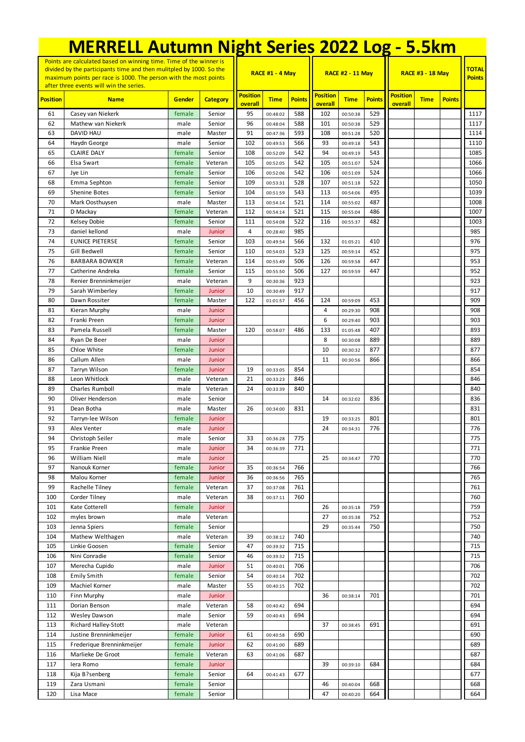# MERRELL Autumn Night Series 2022 Log - 5.5km

| Points are calculated based on winning time. Time of the winner is divided by the participants time and then mulitpled by 1000. So the maximum points per race is 1000. The person with the most points after three events will win the series. | | | | RACE #1 - 4 May | | | RACE #2 - 11 May | | | RACE #3 - 18 May | | | TOTAL Points |
|---|---|---|---|---|---|---|---|---|---|---|---|---|---|
| Position | Name | Gender | Category | Position overall | Time | Points | Position overall | Time | Points | Position overall | Time | Points | |
| 61 | Casey van Niekerk | female | Senior | 95 | 00:48:02 | 588 | 102 | 00:50:38 | 529 | | | | 1117 |
| 62 | Mathew van Niekerk | male | Senior | 96 | 00:48:04 | 588 | 101 | 00:50:38 | 529 | | | | 1117 |
| 63 | DAVID HAU | male | Master | 91 | 00:47:36 | 593 | 108 | 00:51:28 | 520 | | | | 1114 |
| 64 | Haydn George | male | Senior | 102 | 00:49:53 | 566 | 93 | 00:49:18 | 543 | | | | 1110 |
| 65 | CLAIRE DALY | female | Senior | 108 | 00:52:09 | 542 | 94 | 00:49:19 | 543 | | | | 1085 |
| 66 | Elsa Swart | female | Veteran | 105 | 00:52:05 | 542 | 105 | 00:51:07 | 524 | | | | 1066 |
| 67 | Jye Lin | female | Senior | 106 | 00:52:06 | 542 | 106 | 00:51:09 | 524 | | | | 1066 |
| 68 | Emma Sephton | female | Senior | 109 | 00:53:31 | 528 | 107 | 00:51:18 | 522 | | | | 1050 |
| 69 | Shenine Botes | female | Senior | 104 | 00:51:59 | 543 | 113 | 00:54:06 | 495 | | | | 1039 |
| 70 | Mark Oosthuysen | male | Master | 113 | 00:54:14 | 521 | 114 | 00:55:02 | 487 | | | | 1008 |
| 71 | D Mackay | female | Veteran | 112 | 00:54:14 | 521 | 115 | 00:55:04 | 486 | | | | 1007 |
| 72 | Kelsey Dobie | female | Senior | 111 | 00:54:08 | 522 | 116 | 00:55:37 | 482 | | | | 1003 |
| 73 | daniel kellond | male | Junior | 4 | 00:28:40 | 985 | | | | | | | 985 |
| 74 | EUNICE PIETERSE | female | Senior | 103 | 00:49:54 | 566 | 132 | 01:05:21 | 410 | | | | 976 |
| 75 | Gill Bedwell | female | Senior | 110 | 00:54:03 | 523 | 125 | 00:59:14 | 452 | | | | 975 |
| 76 | BARBARA BOWKER | female | Veteran | 114 | 00:55:49 | 506 | 126 | 00:59:58 | 447 | | | | 953 |
| 77 | Catherine Andreka | female | Senior | 115 | 00:55:50 | 506 | 127 | 00:59:59 | 447 | | | | 952 |
| 78 | Renier Brenninkmeijer | male | Veteran | 9 | 00:30:36 | 923 | | | | | | | 923 |
| 79 | Sarah Wimberley | female | Junior | 10 | 00:30:49 | 917 | | | | | | | 917 |
| 80 | Dawn Rossiter | female | Master | 122 | 01:01:57 | 456 | 124 | 00:59:09 | 453 | | | | 909 |
| 81 | Kieran Murphy | male | Junior | | | | 4 | 00:29:30 | 908 | | | | 908 |
| 82 | Franki Preen | female | Junior | | | | 6 | 00:29:40 | 903 | | | | 903 |
| 83 | Pamela Russell | female | Master | 120 | 00:58:07 | 486 | 133 | 01:05:48 | 407 | | | | 893 |
| 84 | Ryan De Beer | male | Junior | | | | 8 | 00:30:08 | 889 | | | | 889 |
| 85 | Chloe White | female | Junior | | | | 10 | 00:30:32 | 877 | | | | 877 |
| 86 | Callum Allen | male | Junior | | | | 11 | 00:30:56 | 866 | | | | 866 |
| 87 | Tarryn Wilson | female | Junior | 19 | 00:33:05 | 854 | | | | | | | 854 |
| 88 | Leon Whitlock | male | Veteran | 21 | 00:33:23 | 846 | | | | | | | 846 |
| 89 | Charles Rumboll | male | Veteran | 24 | 00:33:39 | 840 | | | | | | | 840 |
| 90 | Oliver Henderson | male | Senior | | | | 14 | 00:32:02 | 836 | | | | 836 |
| 91 | Dean Botha | male | Master | 26 | 00:34:00 | 831 | | | | | | | 831 |
| 92 | Tarryn-lee Wilson | female | Junior | | | | 19 | 00:33:25 | 801 | | | | 801 |
| 93 | Alex Venter | male | Junior | | | | 24 | 00:34:31 | 776 | | | | 776 |
| 94 | Christoph Seiler | male | Senior | 33 | 00:36:28 | 775 | | | | | | | 775 |
| 95 | Frankie Preen | male | Junior | 34 | 00:36:39 | 771 | | | | | | | 771 |
| 96 | William Niell | male | Junior | | | | 25 | 00:34:47 | 770 | | | | 770 |
| 97 | Nanouk Korner | female | Junior | 35 | 00:36:54 | 766 | | | | | | | 766 |
| 98 | Malou Korner | female | Junior | 36 | 00:36:56 | 765 | | | | | | | 765 |
| 99 | Rachelle Tilney | female | Veteran | 37 | 00:37:08 | 761 | | | | | | | 761 |
| 100 | Corder Tilney | male | Veteran | 38 | 00:37:11 | 760 | | | | | | | 760 |
| 101 | Kate Cotterell | female | Junior | | | | 26 | 00:35:18 | 759 | | | | 759 |
| 102 | myles brown | male | Veteran | | | | 27 | 00:35:38 | 752 | | | | 752 |
| 103 | Jenna Spiers | female | Senior | | | | 29 | 00:35:44 | 750 | | | | 750 |
| 104 | Mathew Welthagen | male | Veteran | 39 | 00:38:12 | 740 | | | | | | | 740 |
| 105 | Linkie Goosen | female | Senior | 47 | 00:39:32 | 715 | | | | | | | 715 |
| 106 | Nini Conradie | female | Senior | 46 | 00:39:32 | 715 | | | | | | | 715 |
| 107 | Merecha Cupido | male | Junior | 51 | 00:40:01 | 706 | | | | | | | 706 |
| 108 | Emily Smith | female | Senior | 54 | 00:40:14 | 702 | | | | | | | 702 |
| 109 | Machiel Korner | male | Master | 55 | 00:40:15 | 702 | | | | | | | 702 |
| 110 | Finn Murphy | male | Junior | | | | 36 | 00:38:14 | 701 | | | | 701 |
| 111 | Dorian Benson | male | Veteran | 58 | 00:40:42 | 694 | | | | | | | 694 |
| 112 | Wesley Dawson | male | Senior | 59 | 00:40:43 | 694 | | | | | | | 694 |
| 113 | Richard Halley-Stott | male | Veteran | | | | 37 | 00:38:45 | 691 | | | | 691 |
| 114 | Justine Brenninkmeijer | female | Junior | 61 | 00:40:58 | 690 | | | | | | | 690 |
| 115 | Frederique Brenninkmeijer | female | Junior | 62 | 00:41:00 | 689 | | | | | | | 689 |
| 116 | Marlieke De Groot | female | Veteran | 63 | 00:41:06 | 687 | | | | | | | 687 |
| 117 | Iera Romo | female | Junior | | | | 39 | 00:39:10 | 684 | | | | 684 |
| 118 | Kija B?senberg | female | Senior | 64 | 00:41:43 | 677 | | | | | | | 677 |
| 119 | Zara Usmani | female | Senior | | | | 46 | 00:40:04 | 668 | | | | 668 |
| 120 | Lisa Mace | female | Senior | | | | 47 | 00:40:20 | 664 | | | | 664 |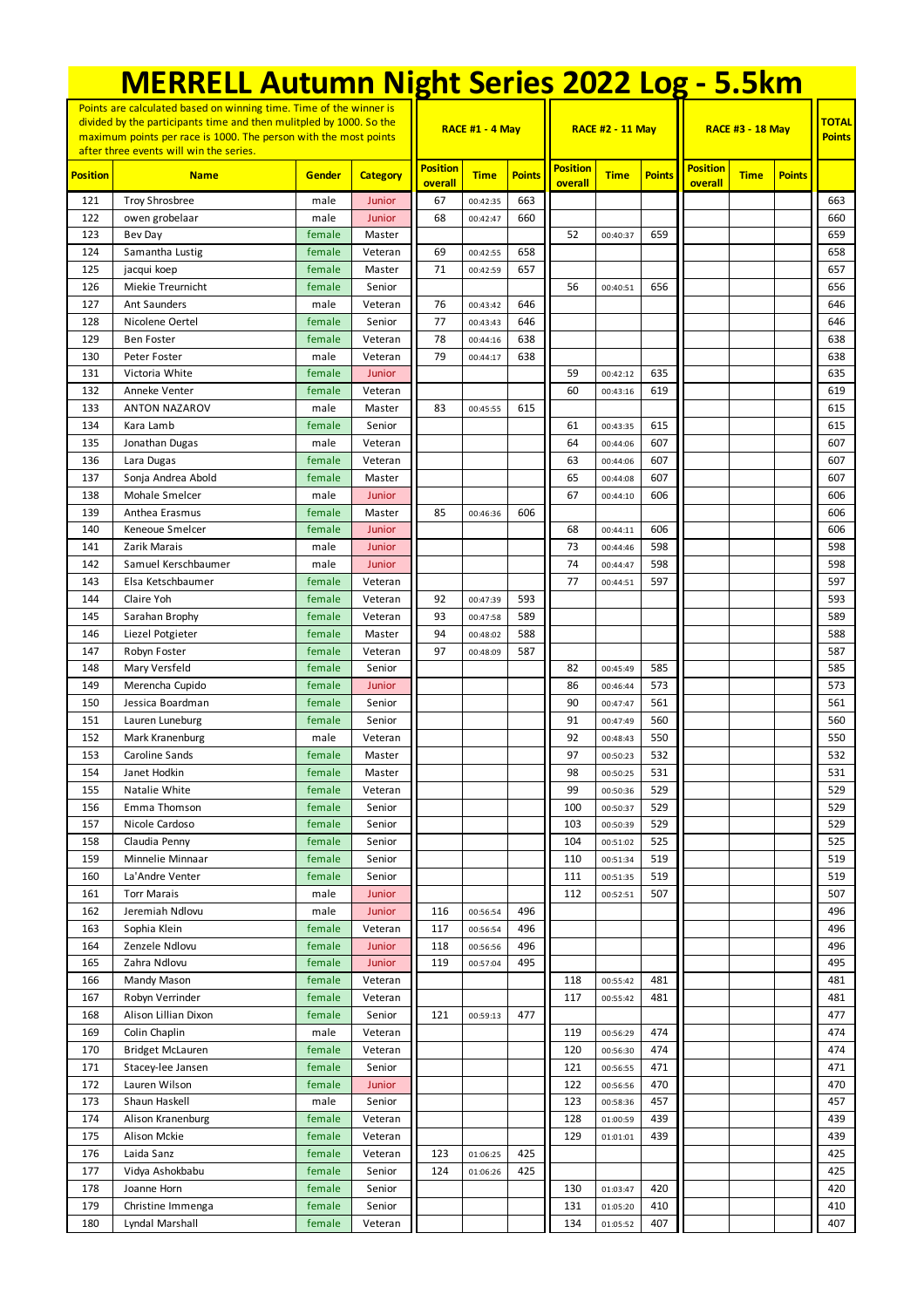# MERRELL Autumn Night Series 2022 Log - 5.5km

| Points are calculated based on winning time. Time of the winner is divided by the participants time and then mulitpled by 1000. So the maximum points per race is 1000. The person with the most points after three events will win the series. | | | | RACE #1 - 4 May | | | RACE #2 - 11 May | | | RACE #3 - 18 May | | | TOTAL Points |
|---|---|---|---|---|---|---|---|---|---|---|---|---|---|
| **Position** | **Name** | **Gender** | **Category** | **Position overall** | **Time** | **Points** | **Position overall** | **Time** | **Points** | **Position overall** | **Time** | **Points** | |
| 121 | Troy Shrosbree | male | Junior | 67 | 00:42:35 | 663 | | | | | | | 663 |
| 122 | owen grobelaar | male | Junior | 68 | 00:42:47 | 660 | | | | | | | 660 |
| 123 | Bev Day | female | Master | | | | 52 | 00:40:37 | 659 | | | | 659 |
| 124 | Samantha Lustig | female | Veteran | 69 | 00:42:55 | 658 | | | | | | | 658 |
| 125 | jacqui koep | female | Master | 71 | 00:42:59 | 657 | | | | | | | 657 |
| 126 | Miekie Treurnicht | female | Senior | | | | 56 | 00:40:51 | 656 | | | | 656 |
| 127 | Ant Saunders | male | Veteran | 76 | 00:43:42 | 646 | | | | | | | 646 |
| 128 | Nicolene Oertel | female | Senior | 77 | 00:43:43 | 646 | | | | | | | 646 |
| 129 | Ben Foster | female | Veteran | 78 | 00:44:16 | 638 | | | | | | | 638 |
| 130 | Peter Foster | male | Veteran | 79 | 00:44:17 | 638 | | | | | | | 638 |
| 131 | Victoria White | female | Junior | | | | 59 | 00:42:12 | 635 | | | | 635 |
| 132 | Anneke Venter | female | Veteran | | | | 60 | 00:43:16 | 619 | | | | 619 |
| 133 | ANTON NAZAROV | male | Master | 83 | 00:45:55 | 615 | | | | | | | 615 |
| 134 | Kara Lamb | female | Senior | | | | 61 | 00:43:35 | 615 | | | | 615 |
| 135 | Jonathan Dugas | male | Veteran | | | | 64 | 00:44:06 | 607 | | | | 607 |
| 136 | Lara Dugas | female | Veteran | | | | 63 | 00:44:06 | 607 | | | | 607 |
| 137 | Sonja Andrea Abold | female | Master | | | | 65 | 00:44:08 | 607 | | | | 607 |
| 138 | Mohale Smelcer | male | Junior | | | | 67 | 00:44:10 | 606 | | | | 606 |
| 139 | Anthea Erasmus | female | Master | 85 | 00:46:36 | 606 | | | | | | | 606 |
| 140 | Keneoue Smelcer | female | Junior | | | | 68 | 00:44:11 | 606 | | | | 606 |
| 141 | Zarik Marais | male | Junior | | | | 73 | 00:44:46 | 598 | | | | 598 |
| 142 | Samuel Kerschbaumer | male | Junior | | | | 74 | 00:44:47 | 598 | | | | 598 |
| 143 | Elsa Ketschbaumer | female | Veteran | | | | 77 | 00:44:51 | 597 | | | | 597 |
| 144 | Claire Yoh | female | Veteran | 92 | 00:47:39 | 593 | | | | | | | 593 |
| 145 | Sarahan Brophy | female | Veteran | 93 | 00:47:58 | 589 | | | | | | | 589 |
| 146 | Liezel Potgieter | female | Master | 94 | 00:48:02 | 588 | | | | | | | 588 |
| 147 | Robyn Foster | female | Veteran | 97 | 00:48:09 | 587 | | | | | | | 587 |
| 148 | Mary Versfeld | female | Senior | | | | 82 | 00:45:49 | 585 | | | | 585 |
| 149 | Merencha Cupido | female | Junior | | | | 86 | 00:46:44 | 573 | | | | 573 |
| 150 | Jessica Boardman | female | Senior | | | | 90 | 00:47:47 | 561 | | | | 561 |
| 151 | Lauren Luneburg | female | Senior | | | | 91 | 00:47:49 | 560 | | | | 560 |
| 152 | Mark Kranenburg | male | Veteran | | | | 92 | 00:48:43 | 550 | | | | 550 |
| 153 | Caroline Sands | female | Master | | | | 97 | 00:50:23 | 532 | | | | 532 |
| 154 | Janet Hodkin | female | Master | | | | 98 | 00:50:25 | 531 | | | | 531 |
| 155 | Natalie White | female | Veteran | | | | 99 | 00:50:36 | 529 | | | | 529 |
| 156 | Emma Thomson | female | Senior | | | | 100 | 00:50:37 | 529 | | | | 529 |
| 157 | Nicole Cardoso | female | Senior | | | | 103 | 00:50:39 | 529 | | | | 529 |
| 158 | Claudia Penny | female | Senior | | | | 104 | 00:51:02 | 525 | | | | 525 |
| 159 | Minnelie Minnaar | female | Senior | | | | 110 | 00:51:34 | 519 | | | | 519 |
| 160 | La'Andre Venter | female | Senior | | | | 111 | 00:51:35 | 519 | | | | 519 |
| 161 | Torr Marais | male | Junior | | | | 112 | 00:52:51 | 507 | | | | 507 |
| 162 | Jeremiah Ndlovu | male | Junior | 116 | 00:56:54 | 496 | | | | | | | 496 |
| 163 | Sophia Klein | female | Veteran | 117 | 00:56:54 | 496 | | | | | | | 496 |
| 164 | Zenzele Ndlovu | female | Junior | 118 | 00:56:56 | 496 | | | | | | | 496 |
| 165 | Zahra Ndlovu | female | Junior | 119 | 00:57:04 | 495 | | | | | | | 495 |
| 166 | Mandy Mason | female | Veteran | | | | 118 | 00:55:42 | 481 | | | | 481 |
| 167 | Robyn Verrinder | female | Veteran | | | | 117 | 00:55:42 | 481 | | | | 481 |
| 168 | Alison Lillian Dixon | female | Senior | 121 | 00:59:13 | 477 | | | | | | | 477 |
| 169 | Colin Chaplin | male | Veteran | | | | 119 | 00:56:29 | 474 | | | | 474 |
| 170 | Bridget McLauren | female | Veteran | | | | 120 | 00:56:30 | 474 | | | | 474 |
| 171 | Stacey-lee Jansen | female | Senior | | | | 121 | 00:56:55 | 471 | | | | 471 |
| 172 | Lauren Wilson | female | Junior | | | | 122 | 00:56:56 | 470 | | | | 470 |
| 173 | Shaun Haskell | male | Senior | | | | 123 | 00:58:36 | 457 | | | | 457 |
| 174 | Alison Kranenburg | female | Veteran | | | | 128 | 01:00:59 | 439 | | | | 439 |
| 175 | Alison Mckie | female | Veteran | | | | 129 | 01:01:01 | 439 | | | | 439 |
| 176 | Laida Sanz | female | Veteran | 123 | 01:06:25 | 425 | | | | | | | 425 |
| 177 | Vidya Ashokbabu | female | Senior | 124 | 01:06:26 | 425 | | | | | | | 425 |
| 178 | Joanne Horn | female | Senior | | | | 130 | 01:03:47 | 420 | | | | 420 |
| 179 | Christine Immenga | female | Senior | | | | 131 | 01:05:20 | 410 | | | | 410 |
| 180 | Lyndal Marshall | female | Veteran | | | | 134 | 01:05:52 | 407 | | | | 407 |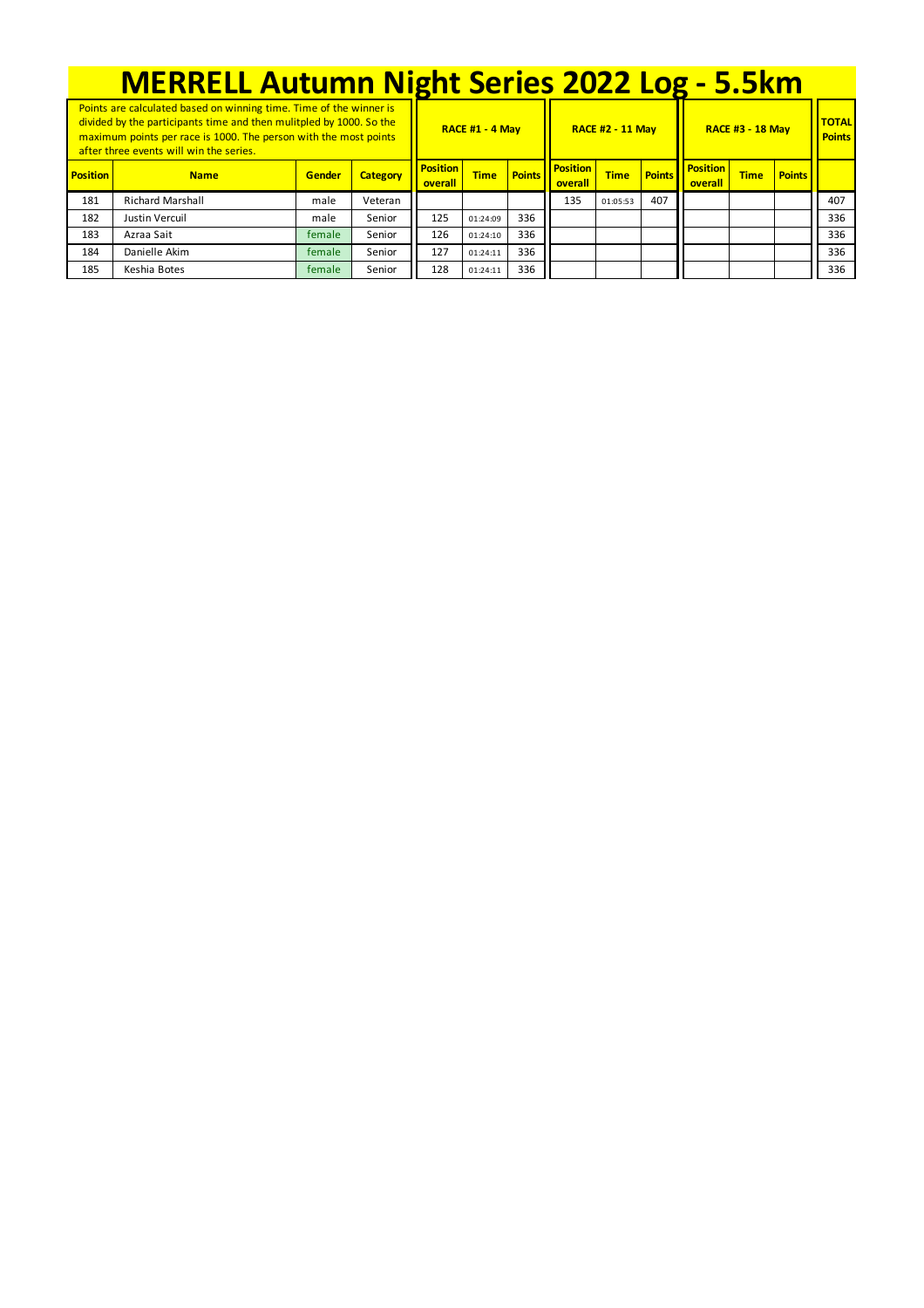# MERRELL Autumn Night Series 2022 Log - 5.5km

| Points are calculated based on winning time. Time of the winner is divided by the participants time and then mulitpled by 1000. So the maximum points per race is 1000. The person with the most points after three events will win the series. | | | | RACE #1 - 4 May | | | RACE #2 - 11 May | | | RACE #3 - 18 May | | | TOTAL Points |
|---|---|---|---|---|---|---|---|---|---|---|---|---|---|
| Position | Name | Gender | Category | Position overall | Time | Points | Position overall | Time | Points | Position overall | Time | Points | |
| 181 | Richard Marshall | male | Veteran | | | | 135 | 01:05:53 | 407 | | | | 407 |
| 182 | Justin Vercuil | male | Senior | 125 | 01:24:09 | 336 | | | | | | | 336 |
| 183 | Azraa Sait | female | Senior | 126 | 01:24:10 | 336 | | | | | | | 336 |
| 184 | Danielle Akim | female | Senior | 127 | 01:24:11 | 336 | | | | | | | 336 |
| 185 | Keshia Botes | female | Senior | 128 | 01:24:11 | 336 | | | | | | | 336 |